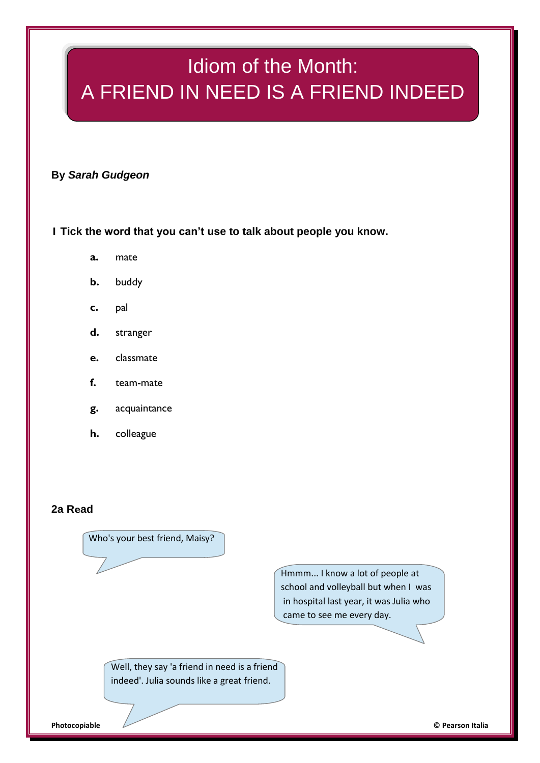# Idiom of the Month: A FRIEND IN NEED IS A FRIEND INDEED

**By *Sarah Gudgeon***

**I Tick the word that you can't use to talk about people you know.**

**a.** mate

**b.** buddy

**c.** pal

**d.** stranger

**e.** classmate

**f.** team-mate

**g.** acquaintance

**h.** colleague

**2a Read**

Who's your best friend, Maisy?

Hmmm... I know a lot of people at school and volleyball but when I was in hospital last year, it was Julia who came to see me every day.

Well, they say 'a friend in need is a friend indeed'. Julia sounds like a great friend.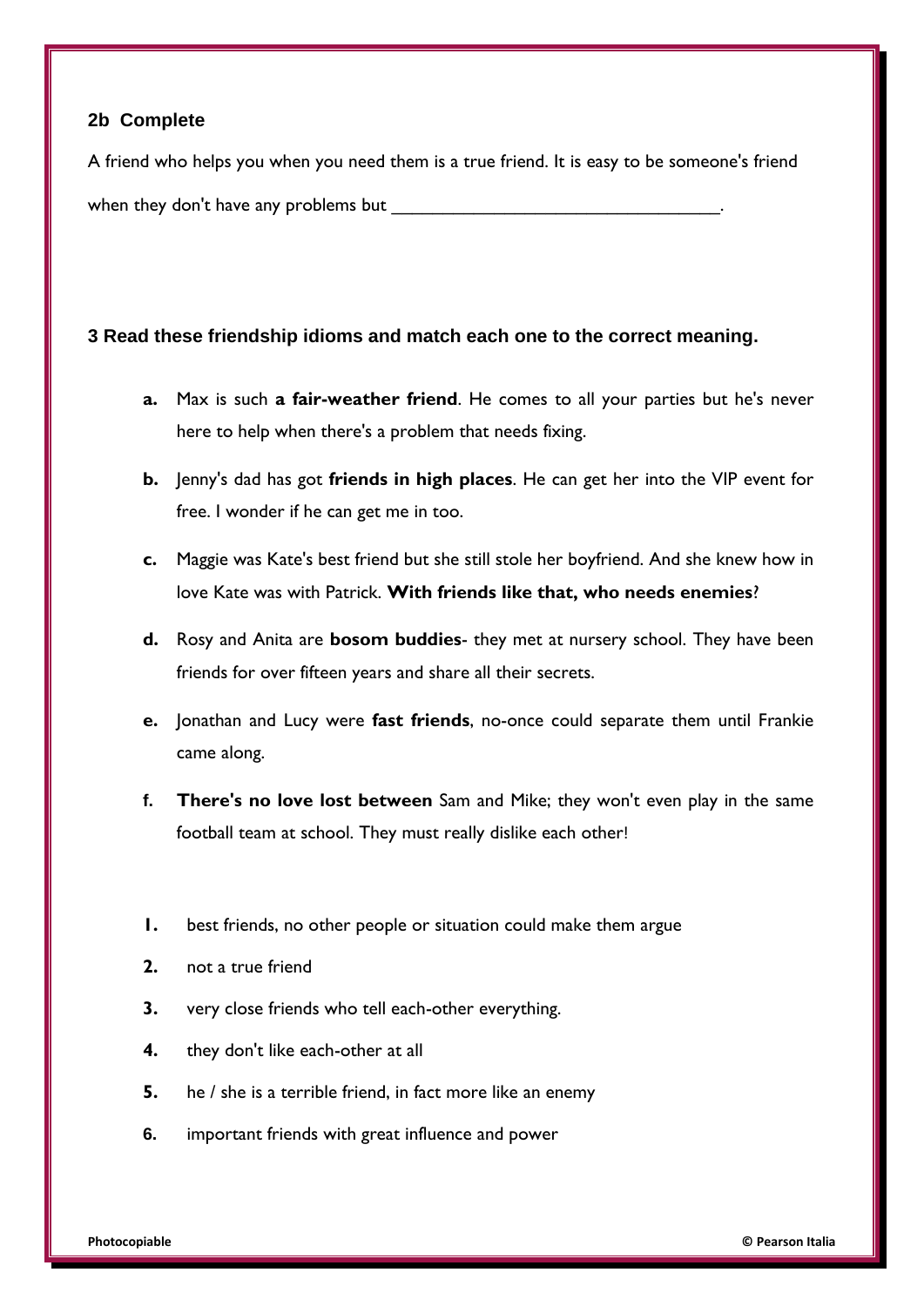## 2b Complete

A friend who helps you when you need them is a true friend. It is easy to be someone's friend when they don't have any problems but _________________________________.

## 3 Read these friendship idioms and match each one to the correct meaning.

**a.** Max is such **a fair-weather friend**. He comes to all your parties but he's never here to help when there's a problem that needs fixing.

**b.** Jenny's dad has got **friends in high places**. He can get her into the VIP event for free. I wonder if he can get me in too.

**c.** Maggie was Kate's best friend but she still stole her boyfriend. And she knew how in love Kate was with Patrick. **With friends like that, who needs enemies**?

**d.** Rosy and Anita are **bosom buddies**- they met at nursery school. They have been friends for over fifteen years and share all their secrets.

**e.** Jonathan and Lucy were **fast friends**, no-once could separate them until Frankie came along.

**f.** **There's no love lost between** Sam and Mike; they won't even play in the same football team at school. They must really dislike each other!

**1.** best friends, no other people or situation could make them argue

**2.** not a true friend

**3.** very close friends who tell each-other everything.

**4.** they don't like each-other at all

**5.** he / she is a terrible friend, in fact more like an enemy

**6.** important friends with great influence and power

Photocopiable © Pearson Italia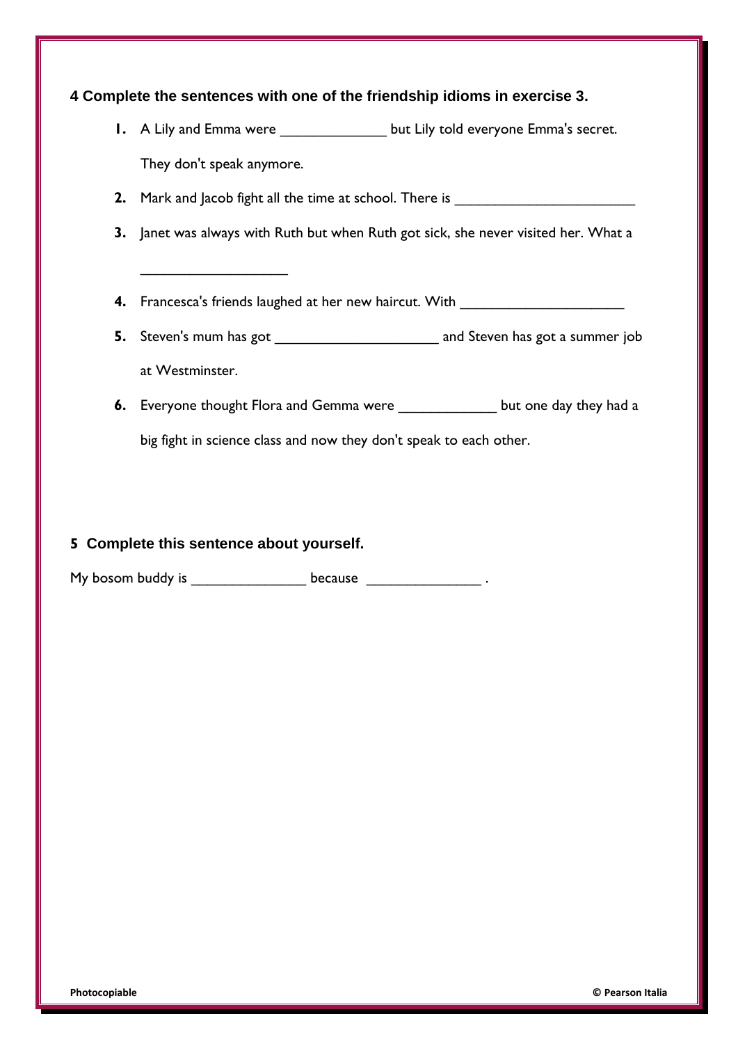**4 Complete the sentences with one of the friendship idioms in exercise 3.**

1. A Lily and Emma were _____________ but Lily told everyone Emma's secret. They don't speak anymore.
2. Mark and Jacob fight all the time at school. There is ______________________
3. Janet was always with Ruth but when Ruth got sick, she never visited her. What a __________________
4. Francesca's friends laughed at her new haircut. With ____________________
5. Steven's mum has got ____________________ and Steven has got a summer job at Westminster.
6. Everyone thought Flora and Gemma were ____________ but one day they had a big fight in science class and now they don't speak to each other.

**5 Complete this sentence about yourself.**

My bosom buddy is ______________ because ______________ .

Photocopiable

© Pearson Italia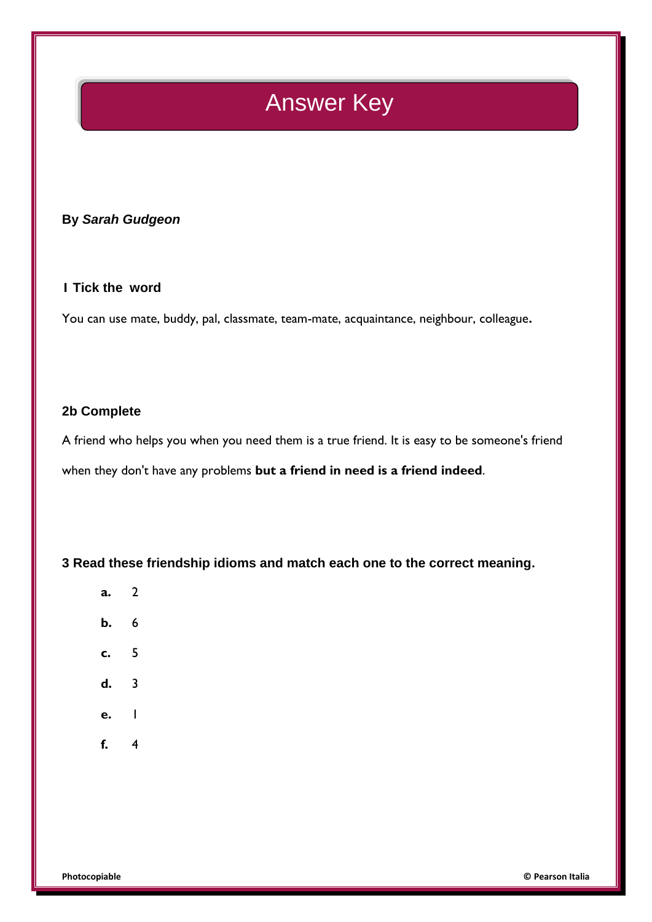# Answer Key

**By *Sarah Gudgeon***

### 1 Tick the word

You can use mate, buddy, pal, classmate, team-mate, acquaintance, neighbour, colleague**.**

### 2b Complete

A friend who helps you when you need them is a true friend. It is easy to be someone's friend when they don't have any problems **but a friend in need is a friend indeed**.

### 3 Read these friendship idioms and match each one to the correct meaning.

- **a.** 2
- **b.** 6
- **c.** 5
- **d.** 3
- **e.** 1
- **f.** 4

**Photocopiable** **© Pearson Italia**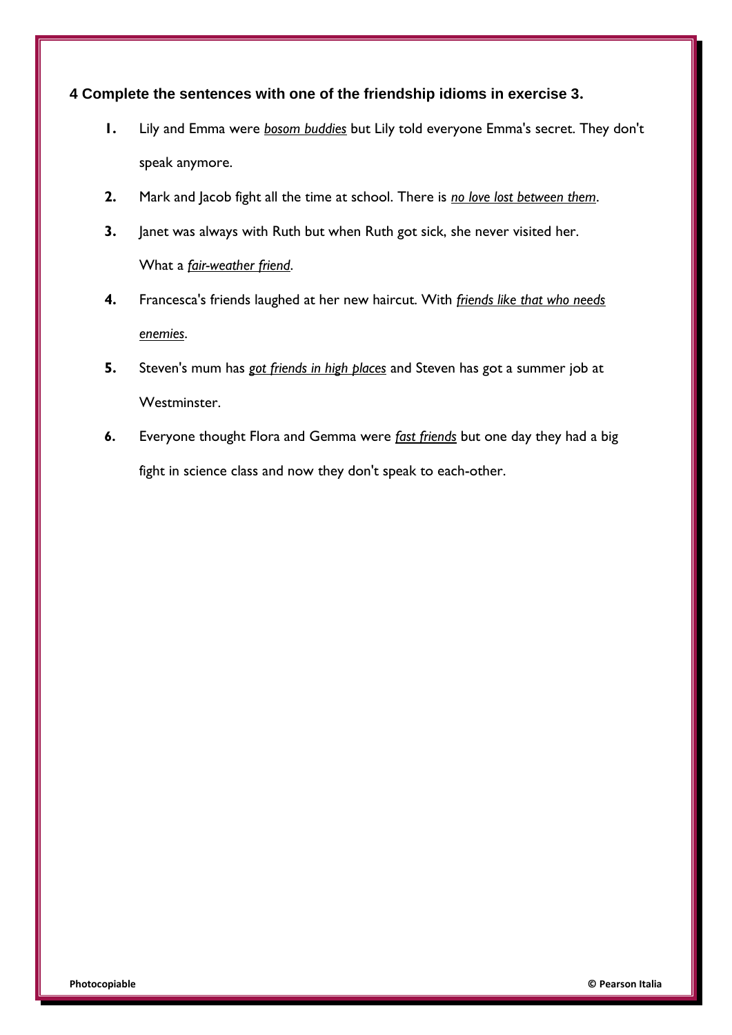**4 Complete the sentences with one of the friendship idioms in exercise 3.**

1. Lily and Emma were *bosom buddies* but Lily told everyone Emma's secret. They don't speak anymore.
2. Mark and Jacob fight all the time at school. There is *no love lost between them*.
3. Janet was always with Ruth but when Ruth got sick, she never visited her. What a *fair-weather friend*.
4. Francesca's friends laughed at her new haircut. With *friends like that who needs enemies*.
5. Steven's mum has *got friends in high places* and Steven has got a summer job at Westminster.
6. Everyone thought Flora and Gemma were *fast friends* but one day they had a big fight in science class and now they don't speak to each-other.

**Photocopiable** **© Pearson Italia**